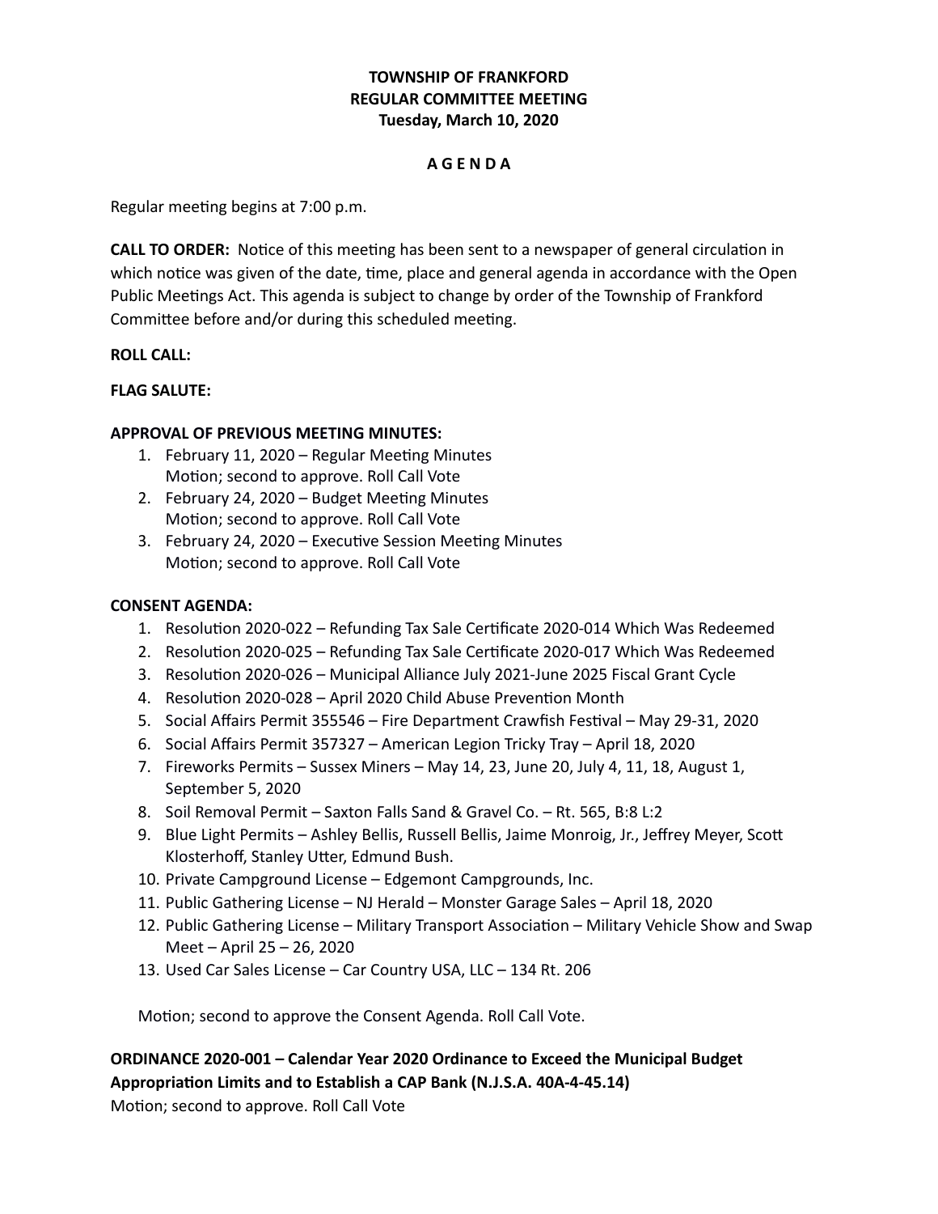**TOWNSHIP OF FRANKFORD**
**REGULAR COMMITTEE MEETING**
**Tuesday, March 10, 2020**

**A G E N D A**

Regular meeting begins at 7:00 p.m.

**CALL TO ORDER:** Notice of this meeting has been sent to a newspaper of general circulation in which notice was given of the date, time, place and general agenda in accordance with the Open Public Meetings Act. This agenda is subject to change by order of the Township of Frankford Committee before and/or during this scheduled meeting.

**ROLL CALL:**

**FLAG SALUTE:**

**APPROVAL OF PREVIOUS MEETING MINUTES:**

1. February 11, 2020 – Regular Meeting Minutes
   Motion; second to approve. Roll Call Vote
2. February 24, 2020 – Budget Meeting Minutes
   Motion; second to approve. Roll Call Vote
3. February 24, 2020 – Executive Session Meeting Minutes
   Motion; second to approve. Roll Call Vote

**CONSENT AGENDA:**

1. Resolution 2020-022 – Refunding Tax Sale Certificate 2020-014 Which Was Redeemed
2. Resolution 2020-025 – Refunding Tax Sale Certificate 2020-017 Which Was Redeemed
3. Resolution 2020-026 – Municipal Alliance July 2021-June 2025 Fiscal Grant Cycle
4. Resolution 2020-028 – April 2020 Child Abuse Prevention Month
5. Social Affairs Permit 355546 – Fire Department Crawfish Festival – May 29-31, 2020
6. Social Affairs Permit 357327 – American Legion Tricky Tray – April 18, 2020
7. Fireworks Permits – Sussex Miners – May 14, 23, June 20, July 4, 11, 18, August 1, September 5, 2020
8. Soil Removal Permit – Saxton Falls Sand & Gravel Co. – Rt. 565, B:8 L:2
9. Blue Light Permits – Ashley Bellis, Russell Bellis, Jaime Monroig, Jr., Jeffrey Meyer, Scott Klosterhoff, Stanley Utter, Edmund Bush.
10. Private Campground License – Edgemont Campgrounds, Inc.
11. Public Gathering License – NJ Herald – Monster Garage Sales – April 18, 2020
12. Public Gathering License – Military Transport Association – Military Vehicle Show and Swap Meet – April 25 – 26, 2020
13. Used Car Sales License – Car Country USA, LLC – 134 Rt. 206

Motion; second to approve the Consent Agenda. Roll Call Vote.

**ORDINANCE 2020-001 – Calendar Year 2020 Ordinance to Exceed the Municipal Budget Appropriation Limits and to Establish a CAP Bank (N.J.S.A. 40A-4-45.14)**
Motion; second to approve. Roll Call Vote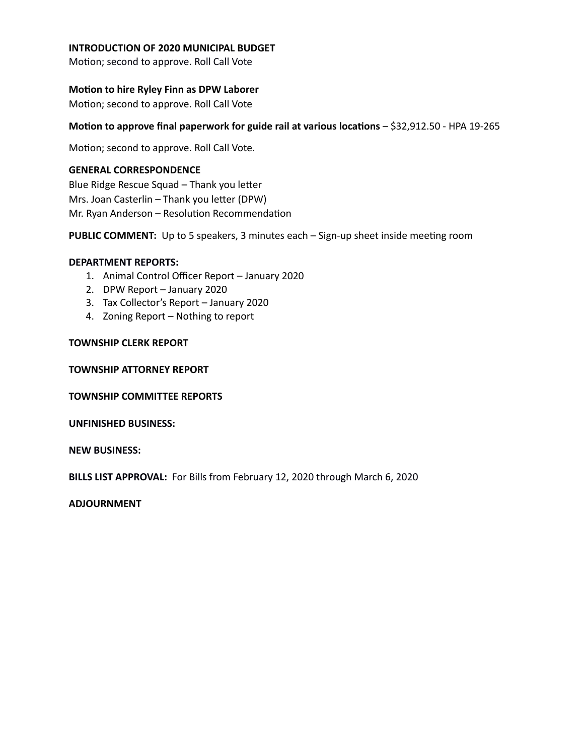**INTRODUCTION OF 2020 MUNICIPAL BUDGET**
Motion; second to approve. Roll Call Vote

**Motion to hire Ryley Finn as DPW Laborer**
Motion; second to approve. Roll Call Vote

**Motion to approve final paperwork for guide rail at various locations** – $32,912.50 - HPA 19-265

Motion; second to approve. Roll Call Vote.

**GENERAL CORRESPONDENCE**
Blue Ridge Rescue Squad – Thank you letter
Mrs. Joan Casterlin – Thank you letter (DPW)
Mr. Ryan Anderson – Resolution Recommendation

**PUBLIC COMMENT:** Up to 5 speakers, 3 minutes each – Sign-up sheet inside meeting room

**DEPARTMENT REPORTS:**

1. Animal Control Officer Report – January 2020
2. DPW Report – January 2020
3. Tax Collector's Report – January 2020
4. Zoning Report – Nothing to report

**TOWNSHIP CLERK REPORT**

**TOWNSHIP ATTORNEY REPORT**

**TOWNSHIP COMMITTEE REPORTS**

**UNFINISHED BUSINESS:**

**NEW BUSINESS:**

**BILLS LIST APPROVAL:** For Bills from February 12, 2020 through March 6, 2020

**ADJOURNMENT**